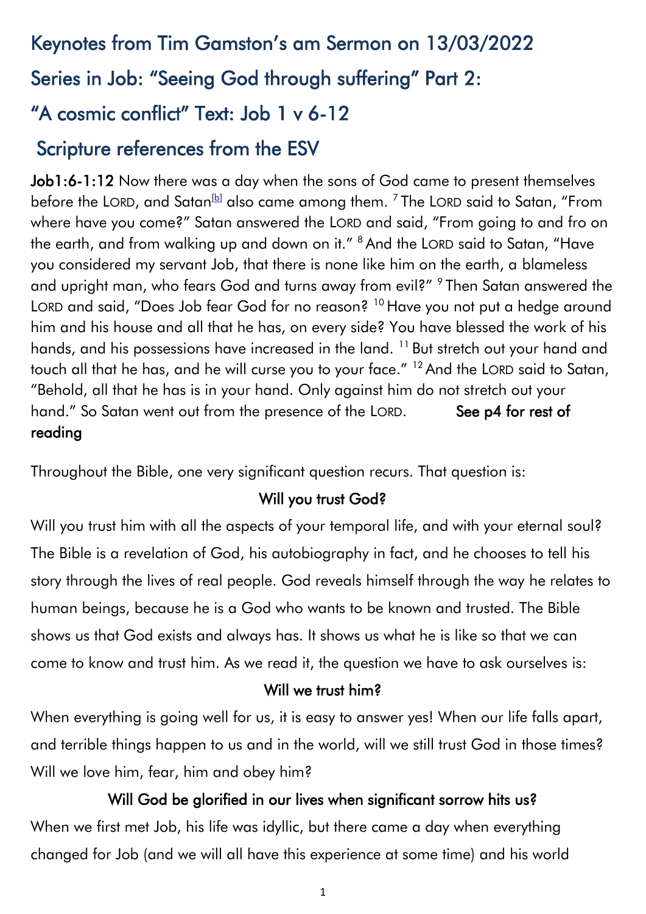# Keynotes from Tim Gamston's am Sermon on 13/03/2022

# Series in Job: "Seeing God through suffering" Part 2:

# "A cosmic conflict" Text: Job 1 v 6-12

# Scripture references from the ESV

**Job1:6-1:12** Now there was a day when the sons of God came to present themselves before the LORD, and Satan[b] also came among them. [7] The LORD said to Satan, "From where have you come?" Satan answered the LORD and said, "From going to and fro on the earth, and from walking up and down on it." [8] And the LORD said to Satan, "Have you considered my servant Job, that there is none like him on the earth, a blameless and upright man, who fears God and turns away from evil?" [9] Then Satan answered the LORD and said, "Does Job fear God for no reason? [10] Have you not put a hedge around him and his house and all that he has, on every side? You have blessed the work of his hands, and his possessions have increased in the land. [11] But stretch out your hand and touch all that he has, and he will curse you to your face." [12] And the LORD said to Satan, "Behold, all that he has is in your hand. Only against him do not stretch out your hand." So Satan went out from the presence of the LORD. **See p4 for rest of reading**

Throughout the Bible, one very significant question recurs. That question is:

**Will you trust God?**

Will you trust him with all the aspects of your temporal life, and with your eternal soul? The Bible is a revelation of God, his autobiography in fact, and he chooses to tell his story through the lives of real people. God reveals himself through the way he relates to human beings, because he is a God who wants to be known and trusted. The Bible shows us that God exists and always has. It shows us what he is like so that we can come to know and trust him. As we read it, the question we have to ask ourselves is:

**Will we trust him?**

When everything is going well for us, it is easy to answer yes! When our life falls apart, and terrible things happen to us and in the world, will we still trust God in those times? Will we love him, fear, him and obey him?

**Will God be glorified in our lives when significant sorrow hits us?**

When we first met Job, his life was idyllic, but there came a day when everything changed for Job (and we will all have this experience at some time) and his world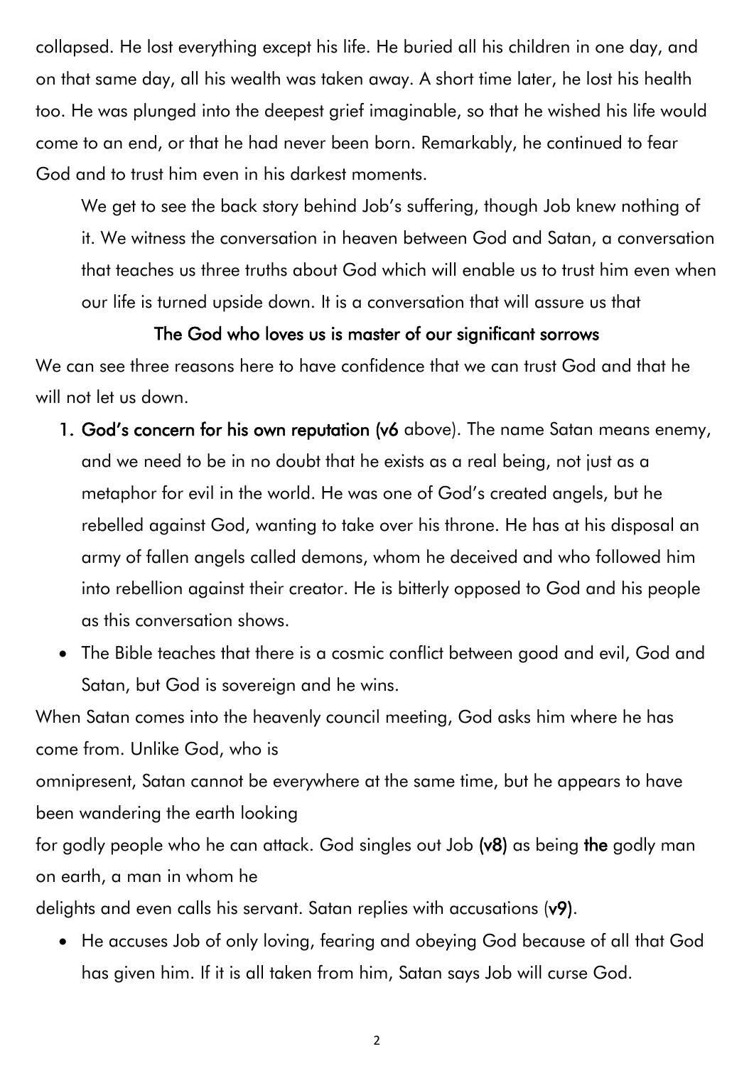collapsed. He lost everything except his life. He buried all his children in one day, and on that same day, all his wealth was taken away. A short time later, he lost his health too. He was plunged into the deepest grief imaginable, so that he wished his life would come to an end, or that he had never been born. Remarkably, he continued to fear God and to trust him even in his darkest moments.

We get to see the back story behind Job's suffering, though Job knew nothing of it. We witness the conversation in heaven between God and Satan, a conversation that teaches us three truths about God which will enable us to trust him even when our life is turned upside down. It is a conversation that will assure us that

**The God who loves us is master of our significant sorrows**

We can see three reasons here to have confidence that we can trust God and that he will not let us down.

1. **God's concern for his own reputation (v6** above). The name Satan means enemy, and we need to be in no doubt that he exists as a real being, not just as a metaphor for evil in the world. He was one of God's created angels, but he rebelled against God, wanting to take over his throne. He has at his disposal an army of fallen angels called demons, whom he deceived and who followed him into rebellion against their creator. He is bitterly opposed to God and his people as this conversation shows.

- The Bible teaches that there is a cosmic conflict between good and evil, God and Satan, but God is sovereign and he wins.

When Satan comes into the heavenly council meeting, God asks him where he has come from. Unlike God, who is omnipresent, Satan cannot be everywhere at the same time, but he appears to have been wandering the earth looking for godly people who he can attack. God singles out Job **(v8)** as being **the** godly man on earth, a man in whom he delights and even calls his servant. Satan replies with accusations (**v9)**.

- He accuses Job of only loving, fearing and obeying God because of all that God has given him. If it is all taken from him, Satan says Job will curse God.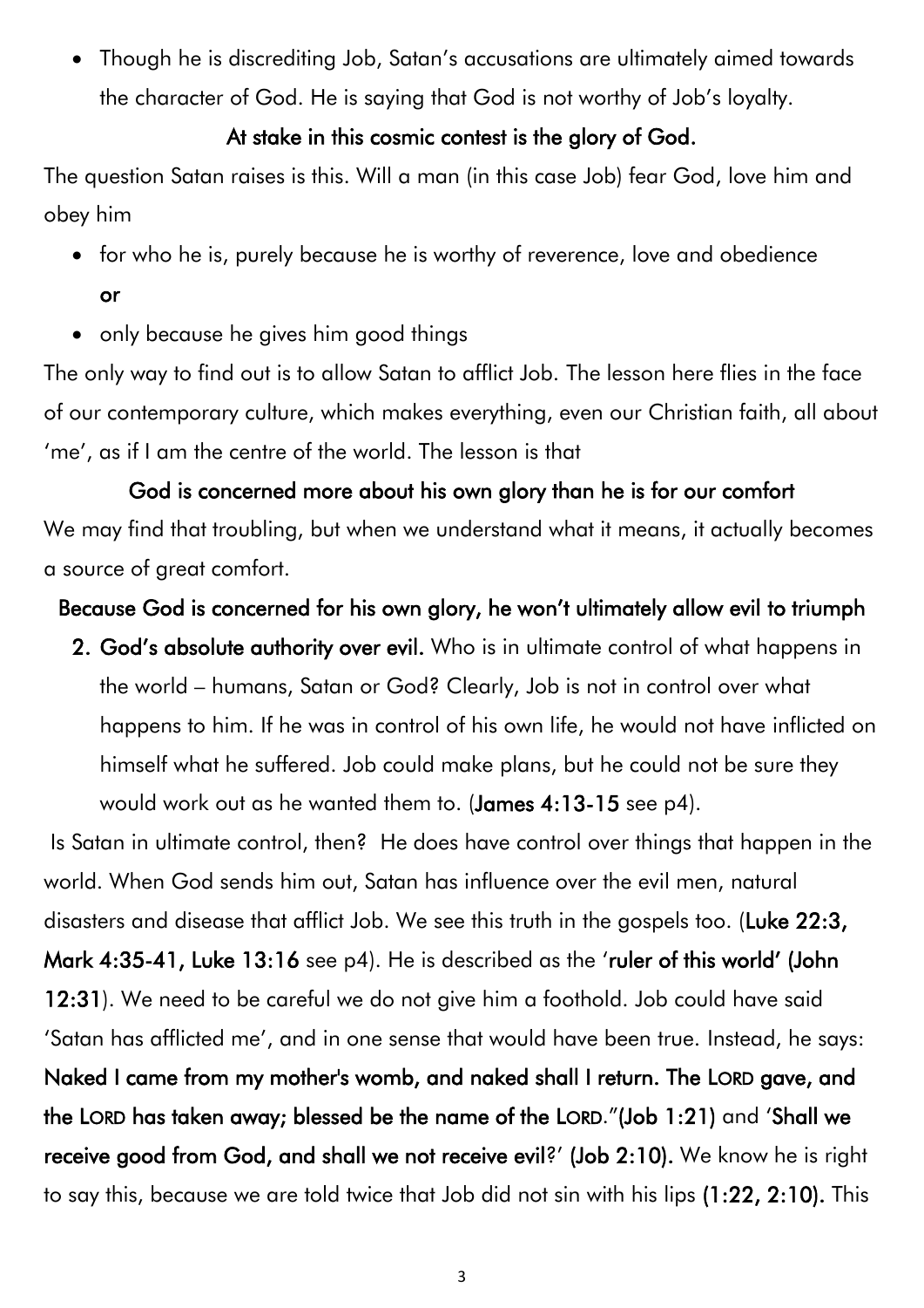- Though he is discrediting Job, Satan's accusations are ultimately aimed towards the character of God. He is saying that God is not worthy of Job's loyalty.

**At stake in this cosmic contest is the glory of God.**

The question Satan raises is this. Will a man (in this case Job) fear God, love him and obey him

- for who he is, purely because he is worthy of reverence, love and obedience

  **or**

- only because he gives him good things

The only way to find out is to allow Satan to afflict Job. The lesson here flies in the face of our contemporary culture, which makes everything, even our Christian faith, all about 'me', as if I am the centre of the world. The lesson is that

**God is concerned more about his own glory than he is for our comfort**

We may find that troubling, but when we understand what it means, it actually becomes a source of great comfort.

**Because God is concerned for his own glory, he won't ultimately allow evil to triumph**

2. **God's absolute authority over evil.** Who is in ultimate control of what happens in the world – humans, Satan or God? Clearly, Job is not in control over what happens to him. If he was in control of his own life, he would not have inflicted on himself what he suffered. Job could make plans, but he could not be sure they would work out as he wanted them to. (**James 4:13-15** see p4).

Is Satan in ultimate control, then? He does have control over things that happen in the world. When God sends him out, Satan has influence over the evil men, natural disasters and disease that afflict Job. We see this truth in the gospels too. (**Luke 22:3, Mark 4:35-41, Luke 13:16** see p4). He is described as the '**ruler of this world' (John 12:31**). We need to be careful we do not give him a foothold. Job could have said 'Satan has afflicted me', and in one sense that would have been true. Instead, he says: **Naked I came from my mother's womb, and naked shall I return. The LORD gave, and the LORD has taken away; blessed be the name of the LORD.**"**(Job 1:21)** and '**Shall we receive good from God, and shall we not receive evil**?' **(Job 2:10).** We know he is right to say this, because we are told twice that Job did not sin with his lips **(1:22, 2:10).** This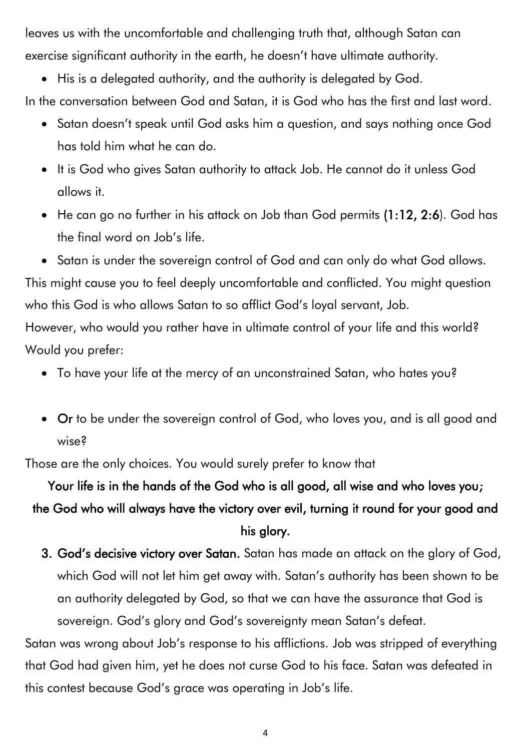leaves us with the uncomfortable and challenging truth that, although Satan can exercise significant authority in the earth, he doesn't have ultimate authority.

- His is a delegated authority, and the authority is delegated by God.

In the conversation between God and Satan, it is God who has the first and last word.

- Satan doesn't speak until God asks him a question, and says nothing once God has told him what he can do.
- It is God who gives Satan authority to attack Job. He cannot do it unless God allows it.
- He can go no further in his attack on Job than God permits **(1:12, 2:6)**. God has the final word on Job's life.
- Satan is under the sovereign control of God and can only do what God allows.

This might cause you to feel deeply uncomfortable and conflicted. You might question who this God is who allows Satan to so afflict God's loyal servant, Job.

However, who would you rather have in ultimate control of your life and this world? Would you prefer:

- To have your life at the mercy of an unconstrained Satan, who hates you?

- **Or** to be under the sovereign control of God, who loves you, and is all good and wise?

Those are the only choices. You would surely prefer to know that

**Your life is in the hands of the God who is all good, all wise and who loves you; the God who will always have the victory over evil, turning it round for your good and his glory.**

3. **God's decisive victory over Satan.** Satan has made an attack on the glory of God, which God will not let him get away with. Satan's authority has been shown to be an authority delegated by God, so that we can have the assurance that God is sovereign. God's glory and God's sovereignty mean Satan's defeat.

Satan was wrong about Job's response to his afflictions. Job was stripped of everything that God had given him, yet he does not curse God to his face. Satan was defeated in this contest because God's grace was operating in Job's life.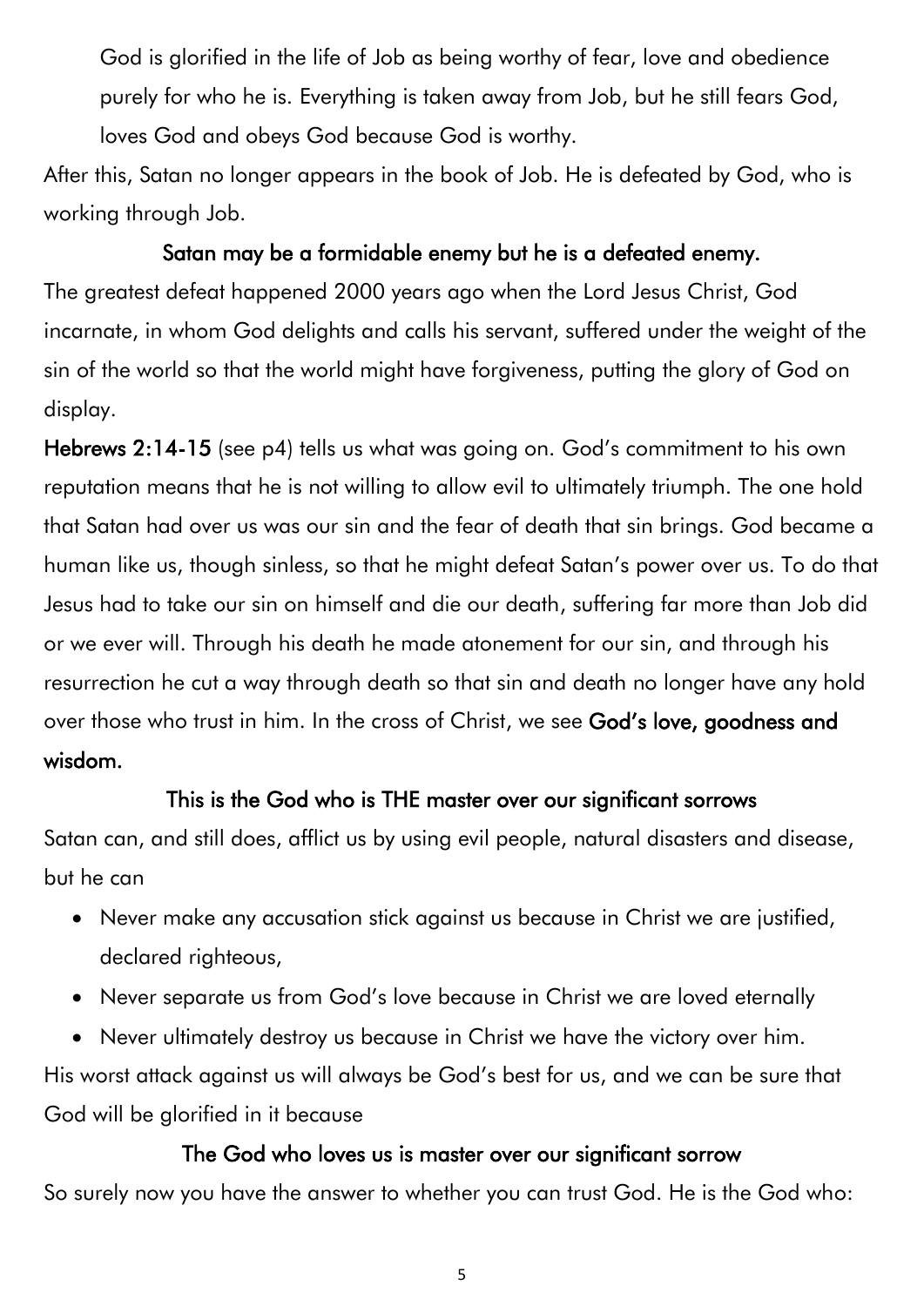God is glorified in the life of Job as being worthy of fear, love and obedience purely for who he is. Everything is taken away from Job, but he still fears God, loves God and obeys God because God is worthy.

After this, Satan no longer appears in the book of Job. He is defeated by God, who is working through Job.

**Satan may be a formidable enemy but he is a defeated enemy.**

The greatest defeat happened 2000 years ago when the Lord Jesus Christ, God incarnate, in whom God delights and calls his servant, suffered under the weight of the sin of the world so that the world might have forgiveness, putting the glory of God on display.

**Hebrews 2:14-15** (see p4) tells us what was going on. God's commitment to his own reputation means that he is not willing to allow evil to ultimately triumph. The one hold that Satan had over us was our sin and the fear of death that sin brings. God became a human like us, though sinless, so that he might defeat Satan's power over us. To do that Jesus had to take our sin on himself and die our death, suffering far more than Job did or we ever will. Through his death he made atonement for our sin, and through his resurrection he cut a way through death so that sin and death no longer have any hold over those who trust in him. In the cross of Christ, we see **God's love, goodness and wisdom.**

**This is the God who is THE master over our significant sorrows**

Satan can, and still does, afflict us by using evil people, natural disasters and disease, but he can

- Never make any accusation stick against us because in Christ we are justified, declared righteous,
- Never separate us from God's love because in Christ we are loved eternally
- Never ultimately destroy us because in Christ we have the victory over him.

His worst attack against us will always be God's best for us, and we can be sure that God will be glorified in it because

**The God who loves us is master over our significant sorrow**

So surely now you have the answer to whether you can trust God. He is the God who: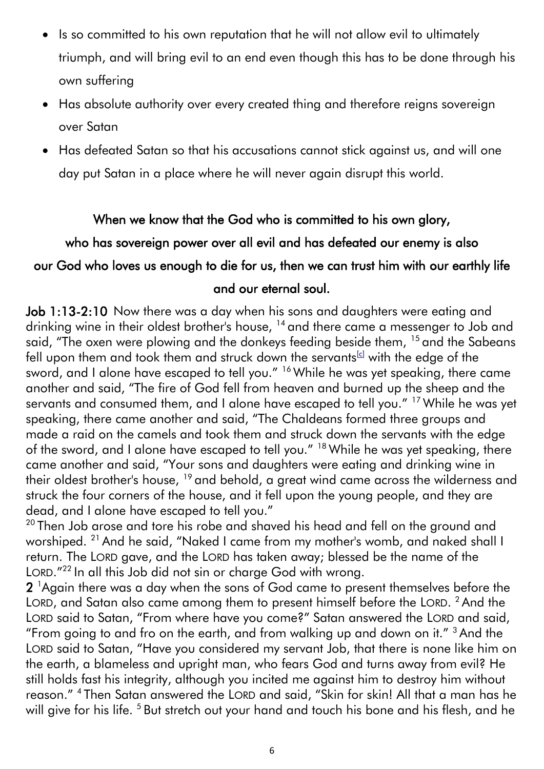- Is so committed to his own reputation that he will not allow evil to ultimately triumph, and will bring evil to an end even though this has to be done through his own suffering
- Has absolute authority over every created thing and therefore reigns sovereign over Satan
- Has defeated Satan so that his accusations cannot stick against us, and will one day put Satan in a place where he will never again disrupt this world.

**When we know that the God who is committed to his own glory, who has sovereign power over all evil and has defeated our enemy is also our God who loves us enough to die for us, then we can trust him with our earthly life and our eternal soul.**

**Job 1:13-2:10** Now there was a day when his sons and daughters were eating and drinking wine in their oldest brother's house, [14] and there came a messenger to Job and said, "The oxen were plowing and the donkeys feeding beside them, [15] and the Sabeans fell upon them and took them and struck down the servants[c] with the edge of the sword, and I alone have escaped to tell you." [16] While he was yet speaking, there came another and said, "The fire of God fell from heaven and burned up the sheep and the servants and consumed them, and I alone have escaped to tell you." [17] While he was yet speaking, there came another and said, "The Chaldeans formed three groups and made a raid on the camels and took them and struck down the servants with the edge of the sword, and I alone have escaped to tell you." [18] While he was yet speaking, there came another and said, "Your sons and daughters were eating and drinking wine in their oldest brother's house, [19] and behold, a great wind came across the wilderness and struck the four corners of the house, and it fell upon the young people, and they are dead, and I alone have escaped to tell you."

[20] Then Job arose and tore his robe and shaved his head and fell on the ground and worshiped. [21] And he said, "Naked I came from my mother's womb, and naked shall I return. The LORD gave, and the LORD has taken away; blessed be the name of the LORD."[22] In all this Job did not sin or charge God with wrong.

**2** [1]Again there was a day when the sons of God came to present themselves before the LORD, and Satan also came among them to present himself before the LORD. [2] And the LORD said to Satan, "From where have you come?" Satan answered the LORD and said, "From going to and fro on the earth, and from walking up and down on it." [3] And the LORD said to Satan, "Have you considered my servant Job, that there is none like him on the earth, a blameless and upright man, who fears God and turns away from evil? He still holds fast his integrity, although you incited me against him to destroy him without reason." [4] Then Satan answered the LORD and said, "Skin for skin! All that a man has he will give for his life. [5] But stretch out your hand and touch his bone and his flesh, and he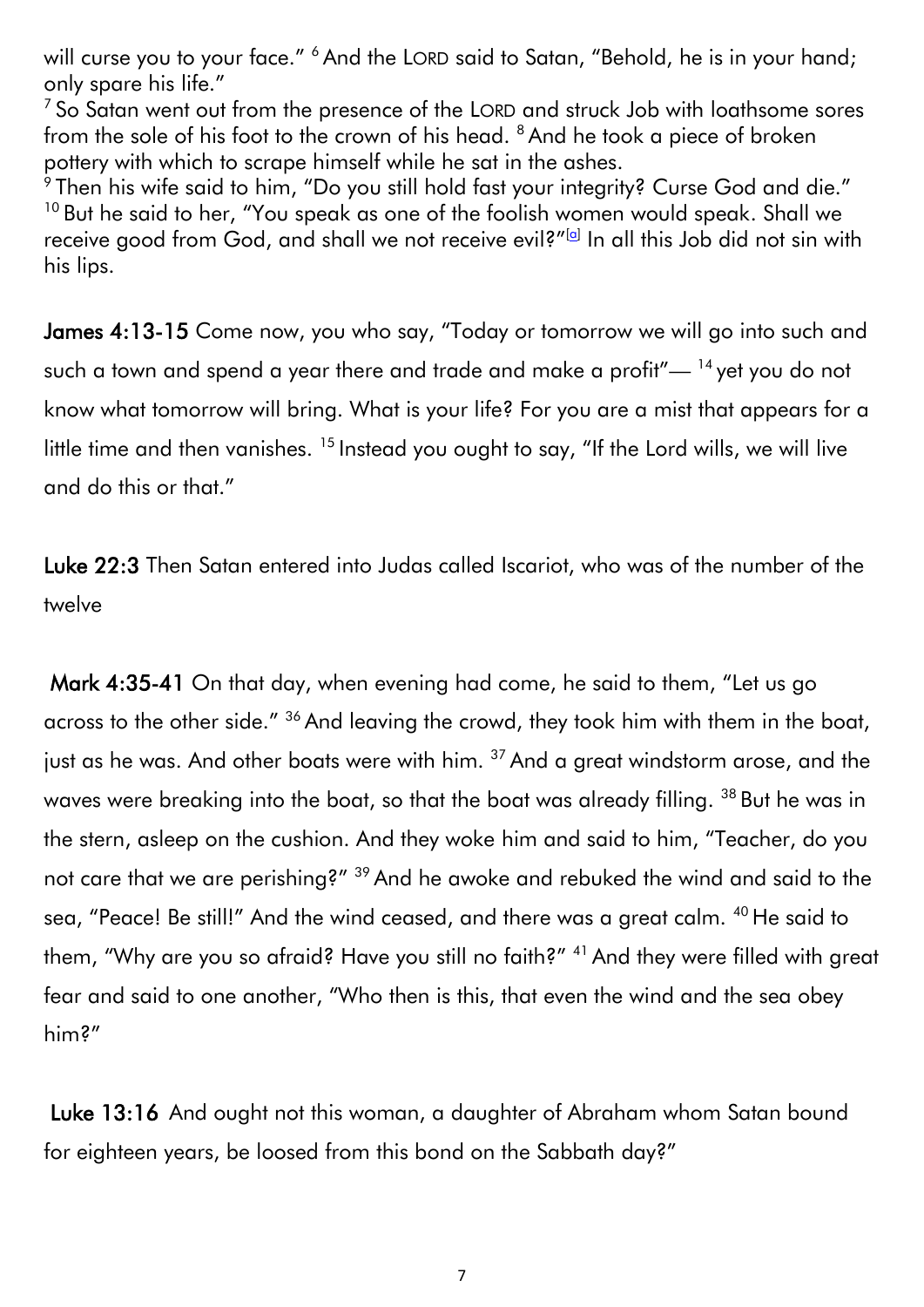will curse you to your face." [6] And the LORD said to Satan, "Behold, he is in your hand; only spare his life."
[7] So Satan went out from the presence of the LORD and struck Job with loathsome sores from the sole of his foot to the crown of his head. [8] And he took a piece of broken pottery with which to scrape himself while he sat in the ashes.
[9] Then his wife said to him, "Do you still hold fast your integrity? Curse God and die."
[10] But he said to her, "You speak as one of the foolish women would speak. Shall we receive good from God, and shall we not receive evil?"[a] In all this Job did not sin with his lips.

**James 4:13-15** Come now, you who say, "Today or tomorrow we will go into such and such a town and spend a year there and trade and make a profit"— [14] yet you do not know what tomorrow will bring. What is your life? For you are a mist that appears for a little time and then vanishes. [15] Instead you ought to say, "If the Lord wills, we will live and do this or that."

**Luke 22:3** Then Satan entered into Judas called Iscariot, who was of the number of the twelve

**Mark 4:35-41** On that day, when evening had come, he said to them, "Let us go across to the other side." [36] And leaving the crowd, they took him with them in the boat, just as he was. And other boats were with him. [37] And a great windstorm arose, and the waves were breaking into the boat, so that the boat was already filling. [38] But he was in the stern, asleep on the cushion. And they woke him and said to him, "Teacher, do you not care that we are perishing?" [39] And he awoke and rebuked the wind and said to the sea, "Peace! Be still!" And the wind ceased, and there was a great calm. [40] He said to them, "Why are you so afraid? Have you still no faith?" [41] And they were filled with great fear and said to one another, "Who then is this, that even the wind and the sea obey him?"

**Luke 13:16** And ought not this woman, a daughter of Abraham whom Satan bound for eighteen years, be loosed from this bond on the Sabbath day?"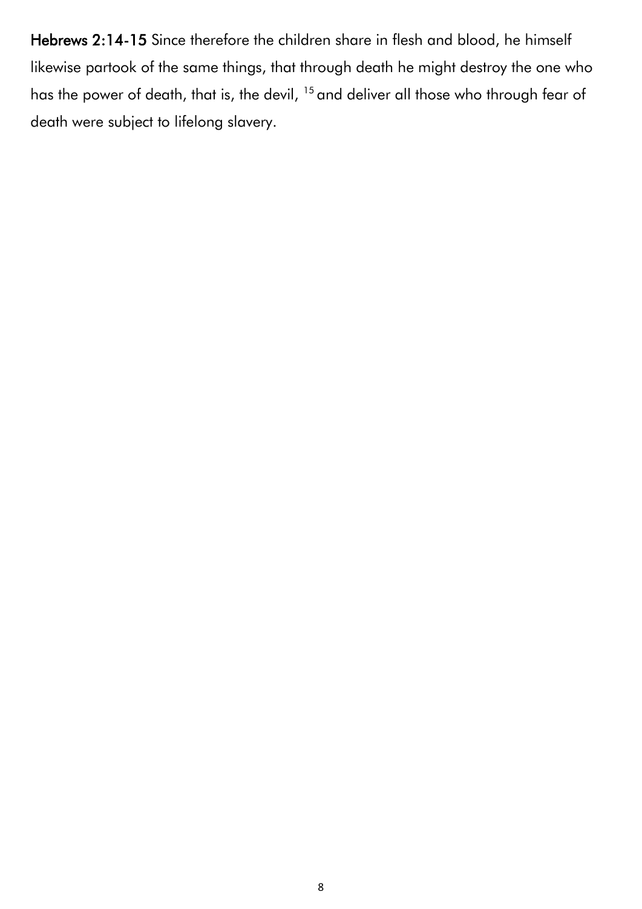**Hebrews 2:14-15** Since therefore the children share in flesh and blood, he himself likewise partook of the same things, that through death he might destroy the one who has the power of death, that is, the devil, [15] and deliver all those who through fear of death were subject to lifelong slavery.